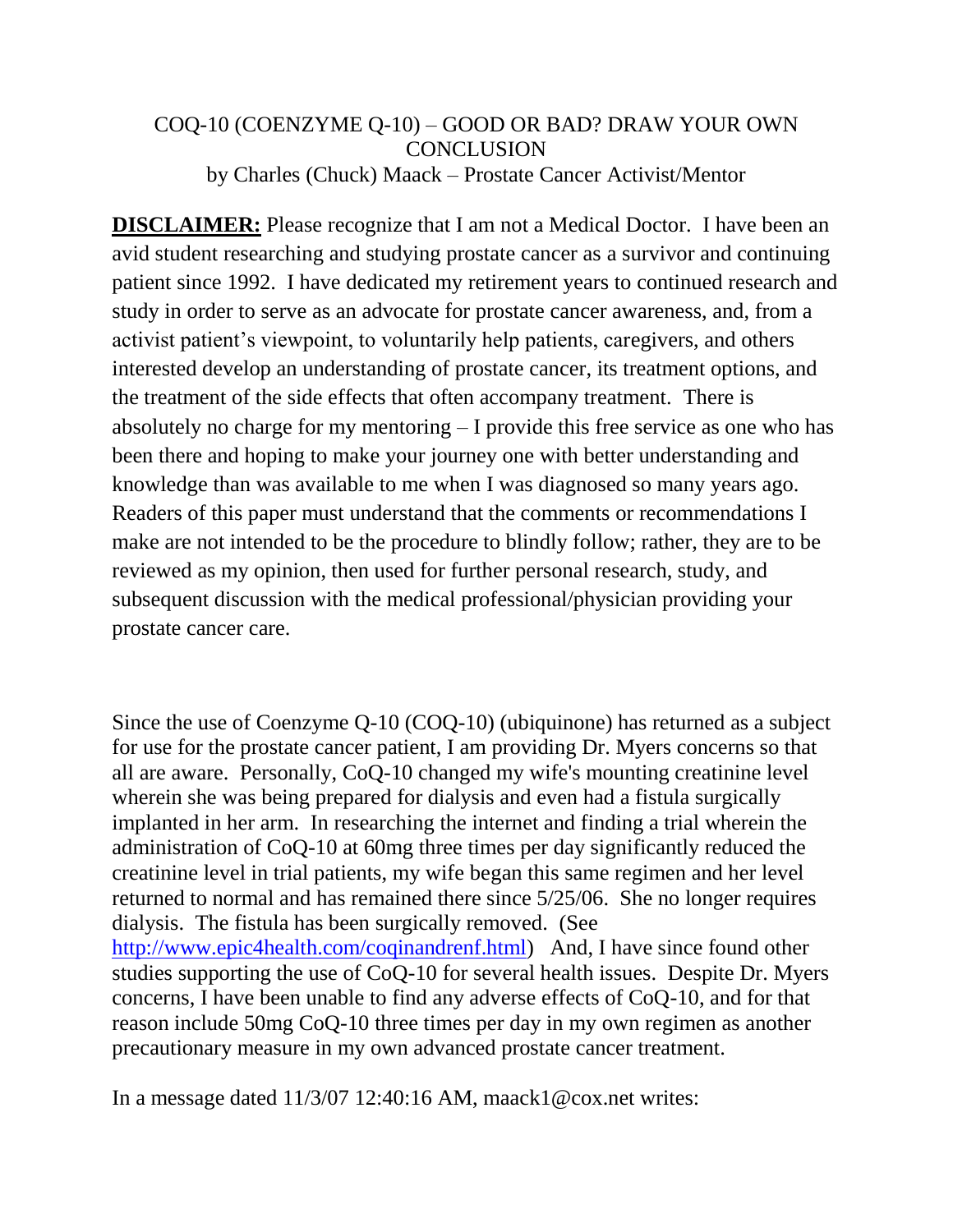# COQ-10 (COENZYME Q-10) – GOOD OR BAD? DRAW YOUR OWN CONCLUSION

by Charles (Chuck) Maack – Prostate Cancer Activist/Mentor

**DISCLAIMER:** Please recognize that I am not a Medical Doctor. I have been an avid student researching and studying prostate cancer as a survivor and continuing patient since 1992. I have dedicated my retirement years to continued research and study in order to serve as an advocate for prostate cancer awareness, and, from a activist patient's viewpoint, to voluntarily help patients, caregivers, and others interested develop an understanding of prostate cancer, its treatment options, and the treatment of the side effects that often accompany treatment. There is absolutely no charge for my mentoring – I provide this free service as one who has been there and hoping to make your journey one with better understanding and knowledge than was available to me when I was diagnosed so many years ago. Readers of this paper must understand that the comments or recommendations I make are not intended to be the procedure to blindly follow; rather, they are to be reviewed as my opinion, then used for further personal research, study, and subsequent discussion with the medical professional/physician providing your prostate cancer care.

Since the use of Coenzyme Q-10 (COQ-10) (ubiquinone) has returned as a subject for use for the prostate cancer patient, I am providing Dr. Myers concerns so that all are aware. Personally, CoQ-10 changed my wife's mounting creatinine level wherein she was being prepared for dialysis and even had a fistula surgically implanted in her arm. In researching the internet and finding a trial wherein the administration of CoQ-10 at 60mg three times per day significantly reduced the creatinine level in trial patients, my wife began this same regimen and her level returned to normal and has remained there since 5/25/06. She no longer requires dialysis. The fistula has been surgically removed. (See http://www.epic4health.com/coqinandrenf.html) And, I have since found other studies supporting the use of CoQ-10 for several health issues. Despite Dr. Myers concerns, I have been unable to find any adverse effects of CoQ-10, and for that reason include 50mg CoQ-10 three times per day in my own regimen as another precautionary measure in my own advanced prostate cancer treatment.

In a message dated 11/3/07 12:40:16 AM, maack1@cox.net writes: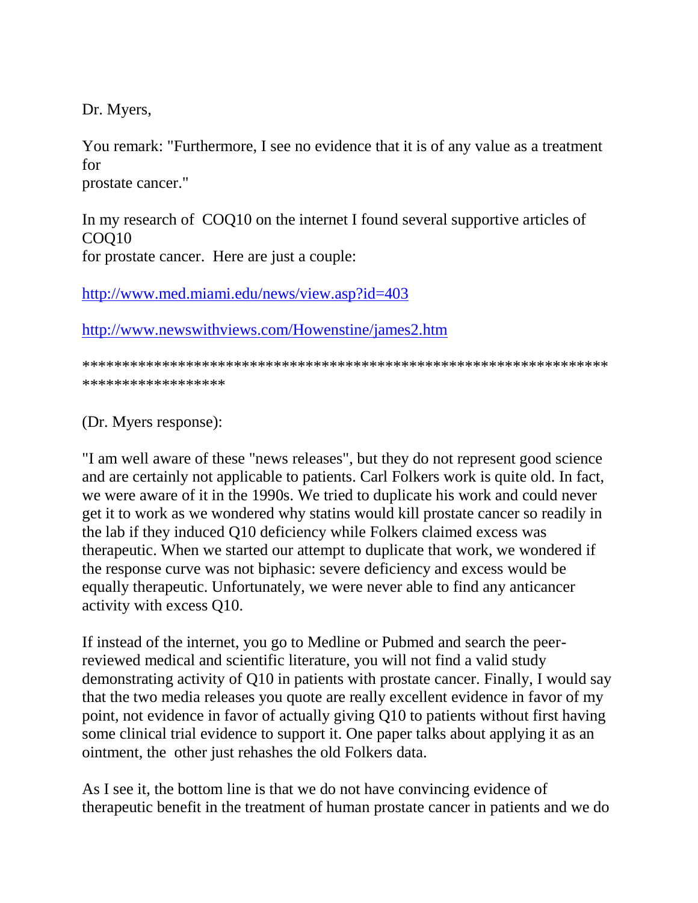Dr. Myers,

You remark: "Furthermore, I see no evidence that it is of any value as a treatment for prostate cancer."

In my research of COQ10 on the internet I found several supportive articles of COQ10 for prostate cancer. Here are just a couple:

http://www.med.miami.edu/news/view.asp?id=403

http://www.newswithviews.com/Howenstine/james2.htm

*********************************************************************************

(Dr. Myers response):

"I am well aware of these "news releases", but they do not represent good science and are certainly not applicable to patients. Carl Folkers work is quite old. In fact, we were aware of it in the 1990s. We tried to duplicate his work and could never get it to work as we wondered why statins would kill prostate cancer so readily in the lab if they induced Q10 deficiency while Folkers claimed excess was therapeutic. When we started our attempt to duplicate that work, we wondered if the response curve was not biphasic: severe deficiency and excess would be equally therapeutic. Unfortunately, we were never able to find any anticancer activity with excess Q10.

If instead of the internet, you go to Medline or Pubmed and search the peer-reviewed medical and scientific literature, you will not find a valid study demonstrating activity of Q10 in patients with prostate cancer. Finally, I would say that the two media releases you quote are really excellent evidence in favor of my point, not evidence in favor of actually giving Q10 to patients without first having some clinical trial evidence to support it. One paper talks about applying it as an ointment, the other just rehashes the old Folkers data.

As I see it, the bottom line is that we do not have convincing evidence of therapeutic benefit in the treatment of human prostate cancer in patients and we do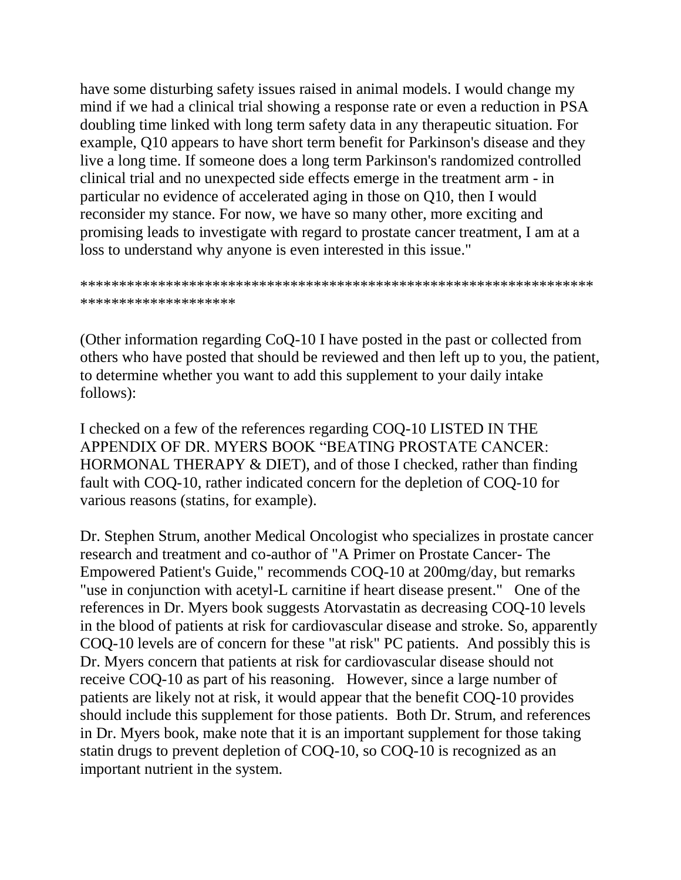have some disturbing safety issues raised in animal models. I would change my mind if we had a clinical trial showing a response rate or even a reduction in PSA doubling time linked with long term safety data in any therapeutic situation. For example, Q10 appears to have short term benefit for Parkinson's disease and they live a long time. If someone does a long term Parkinson's randomized controlled clinical trial and no unexpected side effects emerge in the treatment arm - in particular no evidence of accelerated aging in those on Q10, then I would reconsider my stance. For now, we have so many other, more exciting and promising leads to investigate with regard to prostate cancer treatment, I am at a loss to understand why anyone is even interested in this issue."

*******************************************************************
********************

(Other information regarding CoQ-10 I have posted in the past or collected from others who have posted that should be reviewed and then left up to you, the patient, to determine whether you want to add this supplement to your daily intake follows):

I checked on a few of the references regarding COQ-10 LISTED IN THE APPENDIX OF DR. MYERS BOOK "BEATING PROSTATE CANCER: HORMONAL THERAPY & DIET), and of those I checked, rather than finding fault with COQ-10, rather indicated concern for the depletion of COQ-10 for various reasons (statins, for example).

Dr. Stephen Strum, another Medical Oncologist who specializes in prostate cancer research and treatment and co-author of "A Primer on Prostate Cancer- The Empowered Patient's Guide," recommends COQ-10 at 200mg/day, but remarks "use in conjunction with acetyl-L carnitine if heart disease present." One of the references in Dr. Myers book suggests Atorvastatin as decreasing COQ-10 levels in the blood of patients at risk for cardiovascular disease and stroke. So, apparently COQ-10 levels are of concern for these "at risk" PC patients. And possibly this is Dr. Myers concern that patients at risk for cardiovascular disease should not receive COQ-10 as part of his reasoning. However, since a large number of patients are likely not at risk, it would appear that the benefit COQ-10 provides should include this supplement for those patients. Both Dr. Strum, and references in Dr. Myers book, make note that it is an important supplement for those taking statin drugs to prevent depletion of COQ-10, so COQ-10 is recognized as an important nutrient in the system.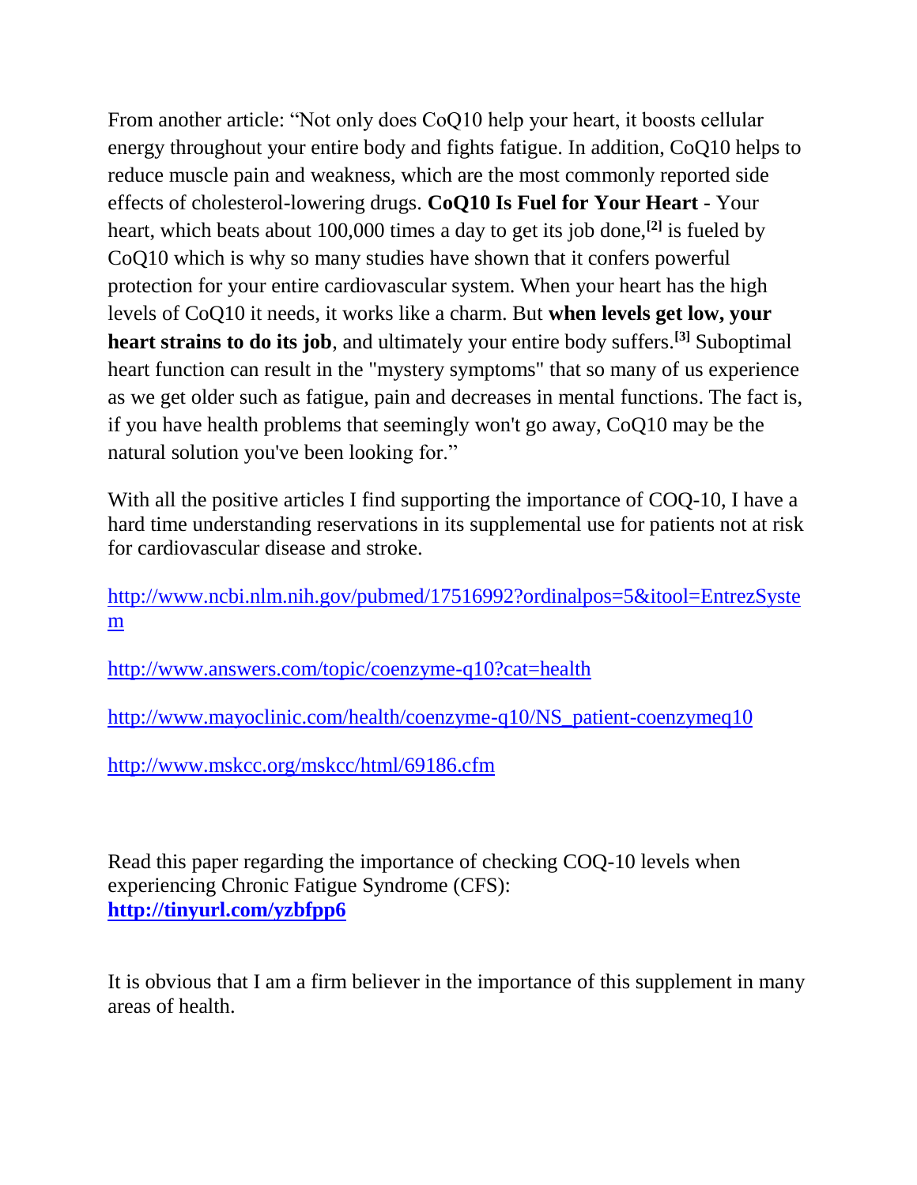From another article: "Not only does CoQ10 help your heart, it boosts cellular energy throughout your entire body and fights fatigue. In addition, CoQ10 helps to reduce muscle pain and weakness, which are the most commonly reported side effects of cholesterol-lowering drugs. **CoQ10 Is Fuel for Your Heart** - Your heart, which beats about 100,000 times a day to get its job done,[2] is fueled by CoQ10 which is why so many studies have shown that it confers powerful protection for your entire cardiovascular system. When your heart has the high levels of CoQ10 it needs, it works like a charm. But **when levels get low, your heart strains to do its job**, and ultimately your entire body suffers.[3] Suboptimal heart function can result in the "mystery symptoms" that so many of us experience as we get older such as fatigue, pain and decreases in mental functions. The fact is, if you have health problems that seemingly won't go away, CoQ10 may be the natural solution you've been looking for."

With all the positive articles I find supporting the importance of COQ-10, I have a hard time understanding reservations in its supplemental use for patients not at risk for cardiovascular disease and stroke.

http://www.ncbi.nlm.nih.gov/pubmed/17516992?ordinalpos=5&itool=EntrezSystem

http://www.answers.com/topic/coenzyme-q10?cat=health

http://www.mayoclinic.com/health/coenzyme-q10/NS_patient-coenzymeq10

http://www.mskcc.org/mskcc/html/69186.cfm

Read this paper regarding the importance of checking COQ-10 levels when experiencing Chronic Fatigue Syndrome (CFS):
**http://tinyurl.com/yzbfpp6**

It is obvious that I am a firm believer in the importance of this supplement in many areas of health.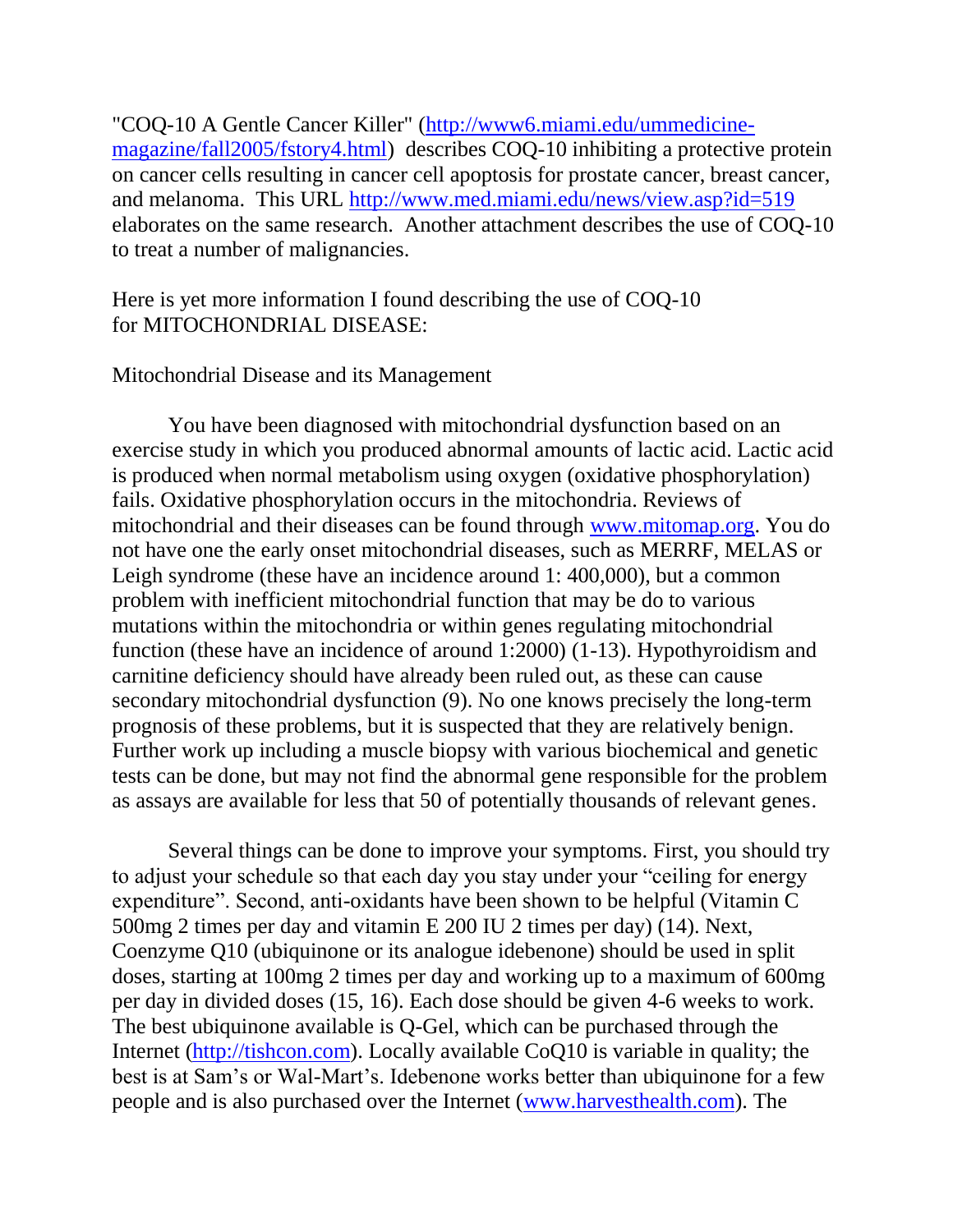"COQ-10 A Gentle Cancer Killer" (http://www6.miami.edu/ummedicine-magazine/fall2005/fstory4.html) describes COQ-10 inhibiting a protective protein on cancer cells resulting in cancer cell apoptosis for prostate cancer, breast cancer, and melanoma. This URL http://www.med.miami.edu/news/view.asp?id=519 elaborates on the same research. Another attachment describes the use of COQ-10 to treat a number of malignancies.

Here is yet more information I found describing the use of COQ-10 for MITOCHONDRIAL DISEASE:

Mitochondrial Disease and its Management

You have been diagnosed with mitochondrial dysfunction based on an exercise study in which you produced abnormal amounts of lactic acid. Lactic acid is produced when normal metabolism using oxygen (oxidative phosphorylation) fails. Oxidative phosphorylation occurs in the mitochondria. Reviews of mitochondrial and their diseases can be found through www.mitomap.org. You do not have one the early onset mitochondrial diseases, such as MERRF, MELAS or Leigh syndrome (these have an incidence around 1: 400,000), but a common problem with inefficient mitochondrial function that may be do to various mutations within the mitochondria or within genes regulating mitochondrial function (these have an incidence of around 1:2000) (1-13). Hypothyroidism and carnitine deficiency should have already been ruled out, as these can cause secondary mitochondrial dysfunction (9). No one knows precisely the long-term prognosis of these problems, but it is suspected that they are relatively benign. Further work up including a muscle biopsy with various biochemical and genetic tests can be done, but may not find the abnormal gene responsible for the problem as assays are available for less that 50 of potentially thousands of relevant genes.

Several things can be done to improve your symptoms. First, you should try to adjust your schedule so that each day you stay under your "ceiling for energy expenditure". Second, anti-oxidants have been shown to be helpful (Vitamin C 500mg 2 times per day and vitamin E 200 IU 2 times per day) (14). Next, Coenzyme Q10 (ubiquinone or its analogue idebenone) should be used in split doses, starting at 100mg 2 times per day and working up to a maximum of 600mg per day in divided doses (15, 16). Each dose should be given 4-6 weeks to work. The best ubiquinone available is Q-Gel, which can be purchased through the Internet (http://tishcon.com). Locally available CoQ10 is variable in quality; the best is at Sam's or Wal-Mart's. Idebenone works better than ubiquinone for a few people and is also purchased over the Internet (www.harvesthealth.com). The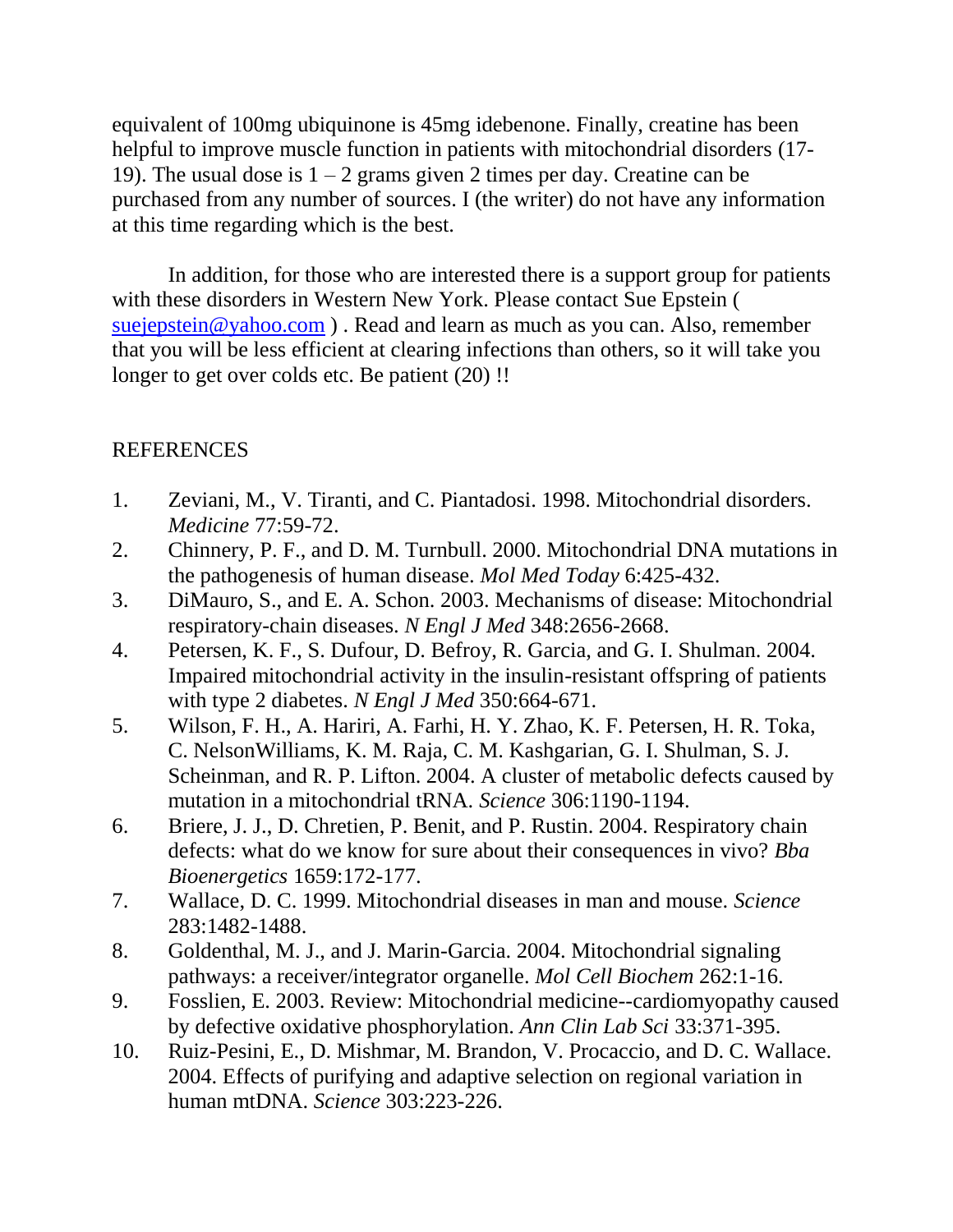equivalent of 100mg ubiquinone is 45mg idebenone. Finally, creatine has been helpful to improve muscle function in patients with mitochondrial disorders (17-19). The usual dose is 1 – 2 grams given 2 times per day. Creatine can be purchased from any number of sources. I (the writer) do not have any information at this time regarding which is the best.

In addition, for those who are interested there is a support group for patients with these disorders in Western New York. Please contact Sue Epstein ( suejepstein@yahoo.com ) . Read and learn as much as you can. Also, remember that you will be less efficient at clearing infections than others, so it will take you longer to get over colds etc. Be patient (20) !!

REFERENCES

1. Zeviani, M., V. Tiranti, and C. Piantadosi. 1998. Mitochondrial disorders. *Medicine* 77:59-72.
2. Chinnery, P. F., and D. M. Turnbull. 2000. Mitochondrial DNA mutations in the pathogenesis of human disease. *Mol Med Today* 6:425-432.
3. DiMauro, S., and E. A. Schon. 2003. Mechanisms of disease: Mitochondrial respiratory-chain diseases. *N Engl J Med* 348:2656-2668.
4. Petersen, K. F., S. Dufour, D. Befroy, R. Garcia, and G. I. Shulman. 2004. Impaired mitochondrial activity in the insulin-resistant offspring of patients with type 2 diabetes. *N Engl J Med* 350:664-671.
5. Wilson, F. H., A. Hariri, A. Farhi, H. Y. Zhao, K. F. Petersen, H. R. Toka, C. NelsonWilliams, K. M. Raja, C. M. Kashgarian, G. I. Shulman, S. J. Scheinman, and R. P. Lifton. 2004. A cluster of metabolic defects caused by mutation in a mitochondrial tRNA. *Science* 306:1190-1194.
6. Briere, J. J., D. Chretien, P. Benit, and P. Rustin. 2004. Respiratory chain defects: what do we know for sure about their consequences in vivo? *Bba Bioenergetics* 1659:172-177.
7. Wallace, D. C. 1999. Mitochondrial diseases in man and mouse. *Science* 283:1482-1488.
8. Goldenthal, M. J., and J. Marin-Garcia. 2004. Mitochondrial signaling pathways: a receiver/integrator organelle. *Mol Cell Biochem* 262:1-16.
9. Fosslien, E. 2003. Review: Mitochondrial medicine--cardiomyopathy caused by defective oxidative phosphorylation. *Ann Clin Lab Sci* 33:371-395.
10. Ruiz-Pesini, E., D. Mishmar, M. Brandon, V. Procaccio, and D. C. Wallace. 2004. Effects of purifying and adaptive selection on regional variation in human mtDNA. *Science* 303:223-226.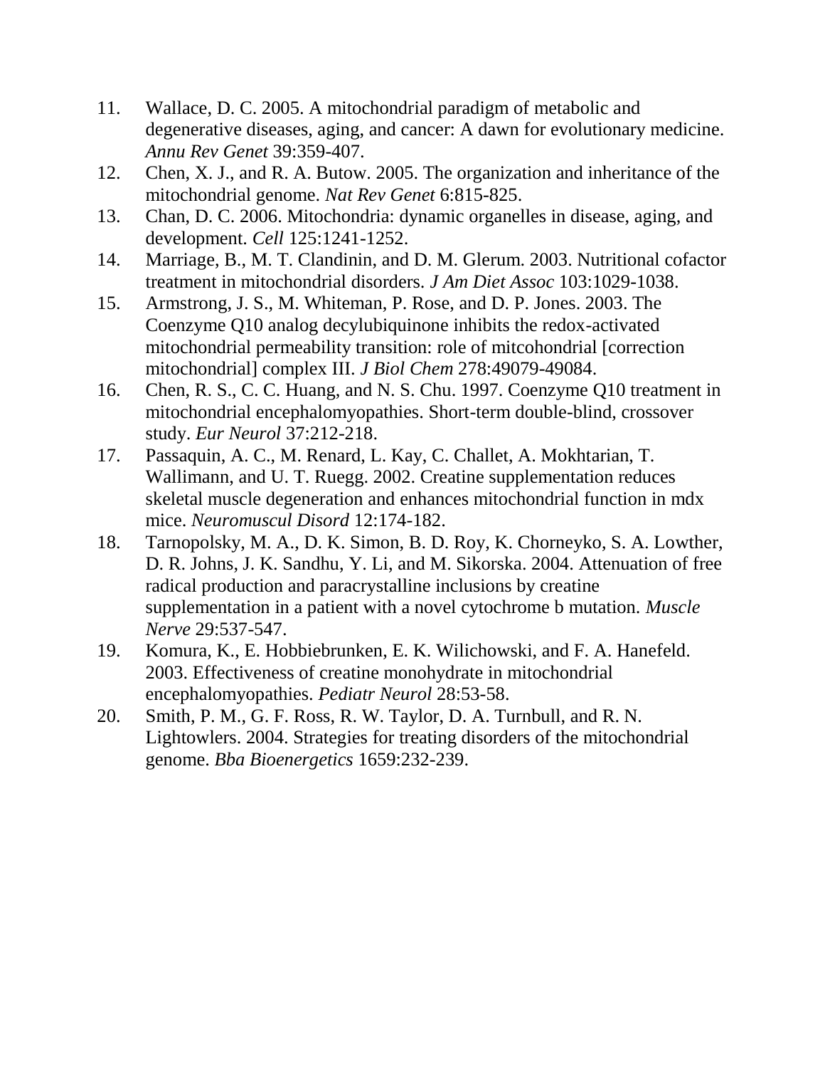11. Wallace, D. C. 2005. A mitochondrial paradigm of metabolic and degenerative diseases, aging, and cancer: A dawn for evolutionary medicine. *Annu Rev Genet* 39:359-407.
12. Chen, X. J., and R. A. Butow. 2005. The organization and inheritance of the mitochondrial genome. *Nat Rev Genet* 6:815-825.
13. Chan, D. C. 2006. Mitochondria: dynamic organelles in disease, aging, and development. *Cell* 125:1241-1252.
14. Marriage, B., M. T. Clandinin, and D. M. Glerum. 2003. Nutritional cofactor treatment in mitochondrial disorders. *J Am Diet Assoc* 103:1029-1038.
15. Armstrong, J. S., M. Whiteman, P. Rose, and D. P. Jones. 2003. The Coenzyme Q10 analog decylubiquinone inhibits the redox-activated mitochondrial permeability transition: role of mitcohondrial [correction mitochondrial] complex III. *J Biol Chem* 278:49079-49084.
16. Chen, R. S., C. C. Huang, and N. S. Chu. 1997. Coenzyme Q10 treatment in mitochondrial encephalomyopathies. Short-term double-blind, crossover study. *Eur Neurol* 37:212-218.
17. Passaquin, A. C., M. Renard, L. Kay, C. Challet, A. Mokhtarian, T. Wallimann, and U. T. Ruegg. 2002. Creatine supplementation reduces skeletal muscle degeneration and enhances mitochondrial function in mdx mice. *Neuromuscul Disord* 12:174-182.
18. Tarnopolsky, M. A., D. K. Simon, B. D. Roy, K. Chorneyko, S. A. Lowther, D. R. Johns, J. K. Sandhu, Y. Li, and M. Sikorska. 2004. Attenuation of free radical production and paracrystalline inclusions by creatine supplementation in a patient with a novel cytochrome b mutation. *Muscle Nerve* 29:537-547.
19. Komura, K., E. Hobbiebrunken, E. K. Wilichowski, and F. A. Hanefeld. 2003. Effectiveness of creatine monohydrate in mitochondrial encephalomyopathies. *Pediatr Neurol* 28:53-58.
20. Smith, P. M., G. F. Ross, R. W. Taylor, D. A. Turnbull, and R. N. Lightowlers. 2004. Strategies for treating disorders of the mitochondrial genome. *Bba Bioenergetics* 1659:232-239.